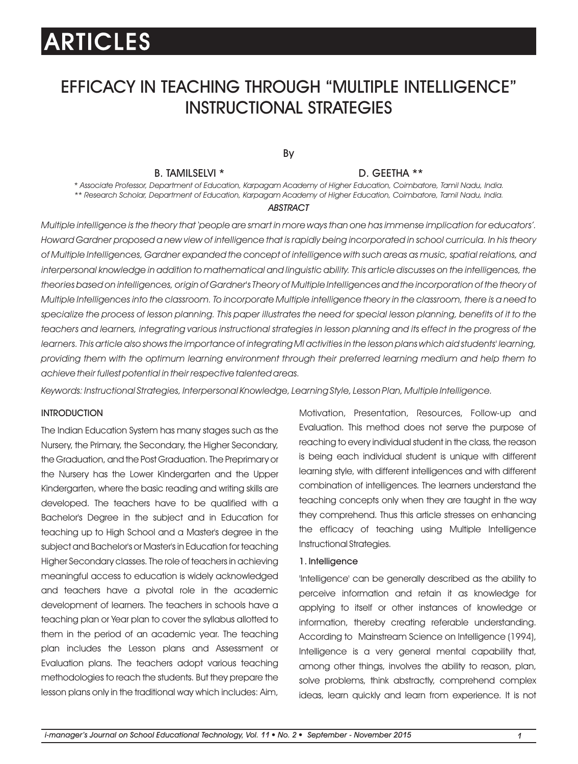ARTICLES

# EFFICACY IN TEACHING THROUGH "MULTIPLE INTELLIGENCE" INSTRUCTIONAL STRATEGIES

By

B. TAMILSELVI * D. GEETHA **

*\* Associate Professor, Department of Education, Karpagam Academy of Higher Education, Coimbatore, Tamil Nadu, India.*
*\*\* Research Scholar, Department of Education, Karpagam Academy of Higher Education, Coimbatore, Tamil Nadu, India.*

### ABSTRACT

*Multiple intelligence is the theory that 'people are smart in more ways than one has immense implication for educators'. Howard Gardner proposed a new view of intelligence that is rapidly being incorporated in school curricula. In his theory of Multiple Intelligences, Gardner expanded the concept of intelligence with such areas as music, spatial relations, and interpersonal knowledge in addition to mathematical and linguistic ability. This article discusses on the intelligences, the theories based on intelligences, origin of Gardner's Theory of Multiple Intelligences and the incorporation of the theory of Multiple Intelligences into the classroom. To incorporate Multiple intelligence theory in the classroom, there is a need to specialize the process of lesson planning. This paper illustrates the need for special lesson planning, benefits of it to the teachers and learners, integrating various instructional strategies in lesson planning and its effect in the progress of the learners. This article also shows the importance of integrating MI activities in the lesson plans which aid students' learning, providing them with the optimum learning environment through their preferred learning medium and help them to achieve their fullest potential in their respective talented areas.*

*Keywords: Instructional Strategies, Interpersonal Knowledge, Learning Style, Lesson Plan, Multiple Intelligence.*

## INTRODUCTION

The Indian Education System has many stages such as the Nursery, the Primary, the Secondary, the Higher Secondary, the Graduation, and the Post Graduation. The Preprimary or the Nursery has the Lower Kindergarten and the Upper Kindergarten, where the basic reading and writing skills are developed. The teachers have to be qualified with a Bachelor's Degree in the subject and in Education for teaching up to High School and a Master's degree in the subject and Bachelor's or Master's in Education for teaching Higher Secondary classes. The role of teachers in achieving meaningful access to education is widely acknowledged and teachers have a pivotal role in the academic development of learners. The teachers in schools have a teaching plan or Year plan to cover the syllabus allotted to them in the period of an academic year. The teaching plan includes the Lesson plans and Assessment or Evaluation plans. The teachers adopt various teaching methodologies to reach the students. But they prepare the lesson plans only in the traditional way which includes: Aim, Motivation, Presentation, Resources, Follow-up and Evaluation. This method does not serve the purpose of reaching to every individual student in the class, the reason is being each individual student is unique with different learning style, with different intelligences and with different combination of intelligences. The learners understand the teaching concepts only when they are taught in the way they comprehend. Thus this article stresses on enhancing the efficacy of teaching using Multiple Intelligence Instructional Strategies.

### 1. Intelligence

'Intelligence' can be generally described as the ability to perceive information and retain it as knowledge for applying to itself or other instances of knowledge or information, thereby creating referable understanding. According to Mainstream Science on Intelligence (1994), Intelligence is a very general mental capability that, among other things, involves the ability to reason, plan, solve problems, think abstractly, comprehend complex ideas, learn quickly and learn from experience. It is not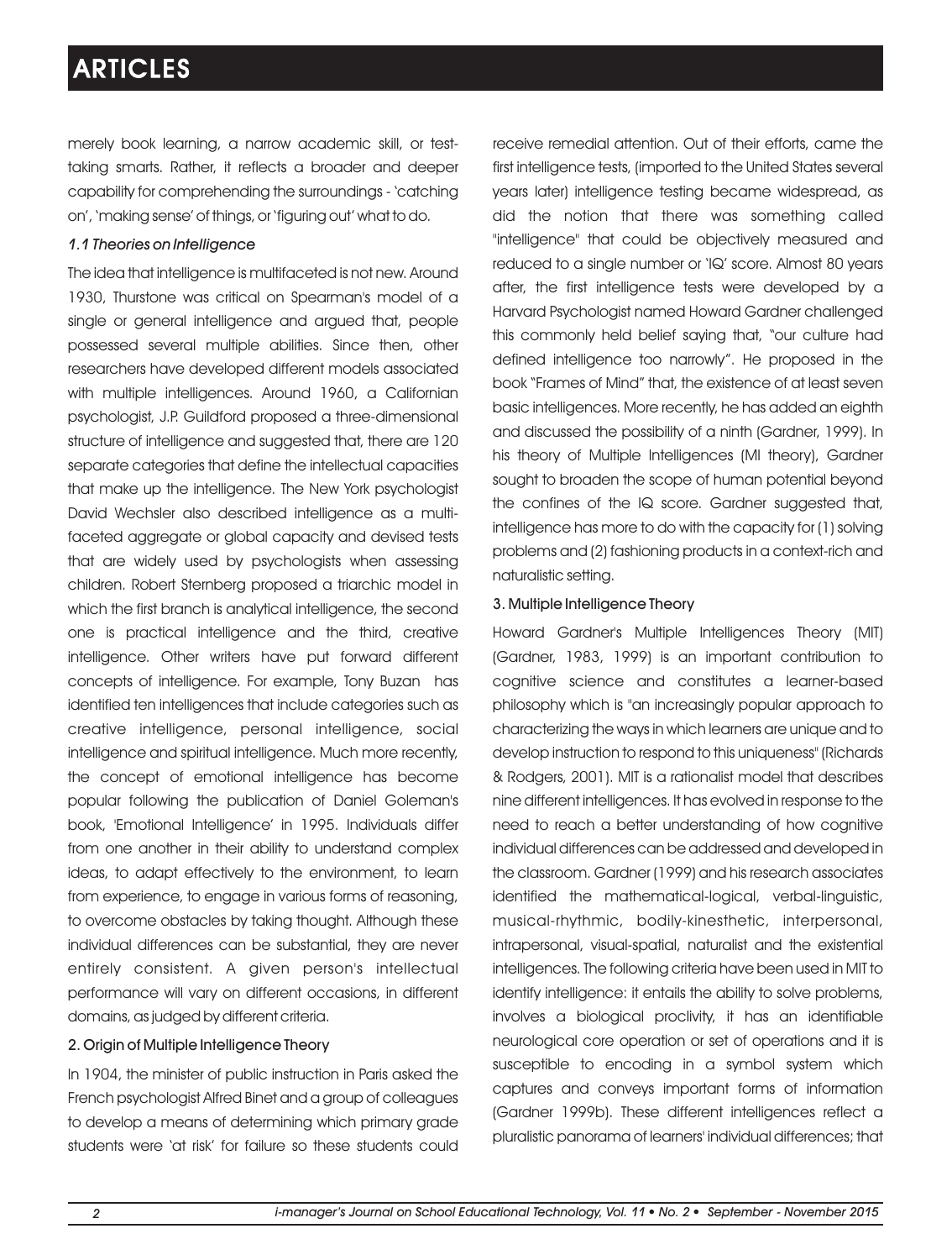merely book learning, a narrow academic skill, or test-taking smarts. Rather, it reflects a broader and deeper capability for comprehending the surroundings - 'catching on', 'making sense' of things, or 'figuring out' what to do.

### *1.1 Theories on Intelligence*

The idea that intelligence is multifaceted is not new. Around 1930, Thurstone was critical on Spearman's model of a single or general intelligence and argued that, people possessed several multiple abilities. Since then, other researchers have developed different models associated with multiple intelligences. Around 1960, a Californian psychologist, J.P. Guildford proposed a three-dimensional structure of intelligence and suggested that, there are 120 separate categories that define the intellectual capacities that make up the intelligence. The New York psychologist David Wechsler also described intelligence as a multi-faceted aggregate or global capacity and devised tests that are widely used by psychologists when assessing children. Robert Sternberg proposed a triarchic model in which the first branch is analytical intelligence, the second one is practical intelligence and the third, creative intelligence. Other writers have put forward different concepts of intelligence. For example, Tony Buzan has identified ten intelligences that include categories such as creative intelligence, personal intelligence, social intelligence and spiritual intelligence. Much more recently, the concept of emotional intelligence has become popular following the publication of Daniel Goleman's book, 'Emotional Intelligence' in 1995. Individuals differ from one another in their ability to understand complex ideas, to adapt effectively to the environment, to learn from experience, to engage in various forms of reasoning, to overcome obstacles by taking thought. Although these individual differences can be substantial, they are never entirely consistent. A given person's intellectual performance will vary on different occasions, in different domains, as judged by different criteria.

## 2. Origin of Multiple Intelligence Theory

In 1904, the minister of public instruction in Paris asked the French psychologist Alfred Binet and a group of colleagues to develop a means of determining which primary grade students were 'at risk' for failure so these students could receive remedial attention. Out of their efforts, came the first intelligence tests, (imported to the United States several years later) intelligence testing became widespread, as did the notion that there was something called "intelligence" that could be objectively measured and reduced to a single number or 'IQ' score. Almost 80 years after, the first intelligence tests were developed by a Harvard Psychologist named Howard Gardner challenged this commonly held belief saying that, "our culture had defined intelligence too narrowly". He proposed in the book "Frames of Mind" that, the existence of at least seven basic intelligences. More recently, he has added an eighth and discussed the possibility of a ninth (Gardner, 1999). In his theory of Multiple Intelligences (MI theory), Gardner sought to broaden the scope of human potential beyond the confines of the IQ score. Gardner suggested that, intelligence has more to do with the capacity for (1) solving problems and (2) fashioning products in a context-rich and naturalistic setting.

## 3. Multiple Intelligence Theory

Howard Gardner's Multiple Intelligences Theory (MIT) (Gardner, 1983, 1999) is an important contribution to cognitive science and constitutes a learner-based philosophy which is "an increasingly popular approach to characterizing the ways in which learners are unique and to develop instruction to respond to this uniqueness" (Richards & Rodgers, 2001). MIT is a rationalist model that describes nine different intelligences. It has evolved in response to the need to reach a better understanding of how cognitive individual differences can be addressed and developed in the classroom. Gardner (1999) and his research associates identified the mathematical-logical, verbal-linguistic, musical-rhythmic, bodily-kinesthetic, interpersonal, intrapersonal, visual-spatial, naturalist and the existential intelligences. The following criteria have been used in MIT to identify intelligence: it entails the ability to solve problems, involves a biological proclivity, it has an identifiable neurological core operation or set of operations and it is susceptible to encoding in a symbol system which captures and conveys important forms of information (Gardner 1999b). These different intelligences reflect a pluralistic panorama of learners' individual differences; that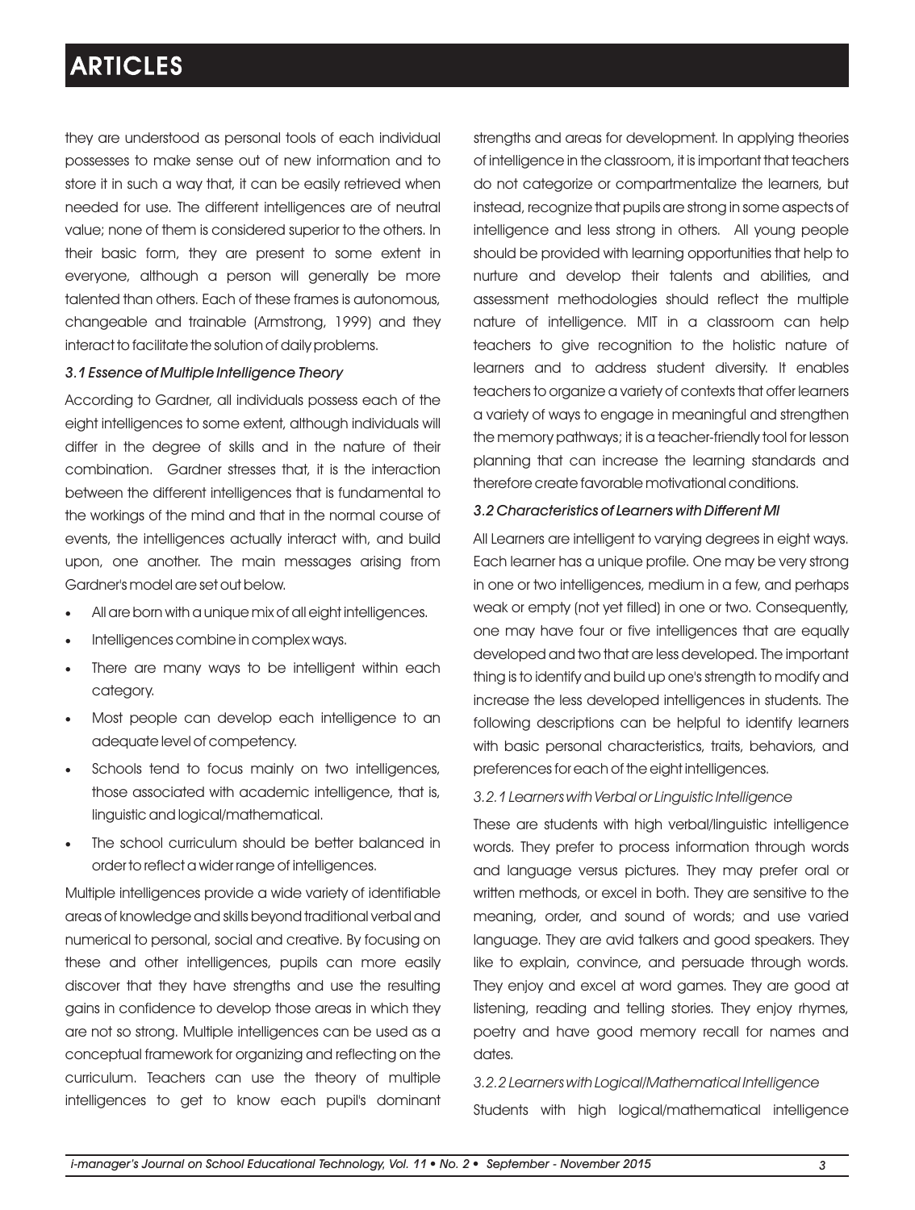they are understood as personal tools of each individual possesses to make sense out of new information and to store it in such a way that, it can be easily retrieved when needed for use. The different intelligences are of neutral value; none of them is considered superior to the others. In their basic form, they are present to some extent in everyone, although a person will generally be more talented than others. Each of these frames is autonomous, changeable and trainable (Armstrong, 1999) and they interact to facilitate the solution of daily problems.

### *3.1 Essence of Multiple Intelligence Theory*

According to Gardner, all individuals possess each of the eight intelligences to some extent, although individuals will differ in the degree of skills and in the nature of their combination. Gardner stresses that, it is the interaction between the different intelligences that is fundamental to the workings of the mind and that in the normal course of events, the intelligences actually interact with, and build upon, one another. The main messages arising from Gardner's model are set out below.

- All are born with a unique mix of all eight intelligences.
- Intelligences combine in complex ways.
- There are many ways to be intelligent within each category.
- Most people can develop each intelligence to an adequate level of competency.
- Schools tend to focus mainly on two intelligences, those associated with academic intelligence, that is, linguistic and logical/mathematical.
- The school curriculum should be better balanced in order to reflect a wider range of intelligences.

Multiple intelligences provide a wide variety of identifiable areas of knowledge and skills beyond traditional verbal and numerical to personal, social and creative. By focusing on these and other intelligences, pupils can more easily discover that they have strengths and use the resulting gains in confidence to develop those areas in which they are not so strong. Multiple intelligences can be used as a conceptual framework for organizing and reflecting on the curriculum. Teachers can use the theory of multiple intelligences to get to know each pupil's dominant strengths and areas for development. In applying theories of intelligence in the classroom, it is important that teachers do not categorize or compartmentalize the learners, but instead, recognize that pupils are strong in some aspects of intelligence and less strong in others. All young people should be provided with learning opportunities that help to nurture and develop their talents and abilities, and assessment methodologies should reflect the multiple nature of intelligence. MIT in a classroom can help teachers to give recognition to the holistic nature of learners and to address student diversity. It enables teachers to organize a variety of contexts that offer learners a variety of ways to engage in meaningful and strengthen the memory pathways; it is a teacher-friendly tool for lesson planning that can increase the learning standards and therefore create favorable motivational conditions.

### *3.2 Characteristics of Learners with Different MI*

All Learners are intelligent to varying degrees in eight ways. Each learner has a unique profile. One may be very strong in one or two intelligences, medium in a few, and perhaps weak or empty (not yet filled) in one or two. Consequently, one may have four or five intelligences that are equally developed and two that are less developed. The important thing is to identify and build up one's strength to modify and increase the less developed intelligences in students. The following descriptions can be helpful to identify learners with basic personal characteristics, traits, behaviors, and preferences for each of the eight intelligences.

#### *3.2.1 Learners with Verbal or Linguistic Intelligence*

These are students with high verbal/linguistic intelligence words. They prefer to process information through words and language versus pictures. They may prefer oral or written methods, or excel in both. They are sensitive to the meaning, order, and sound of words; and use varied language. They are avid talkers and good speakers. They like to explain, convince, and persuade through words. They enjoy and excel at word games. They are good at listening, reading and telling stories. They enjoy rhymes, poetry and have good memory recall for names and dates.

#### *3.2.2 Learners with Logical/Mathematical Intelligence*

Students with high logical/mathematical intelligence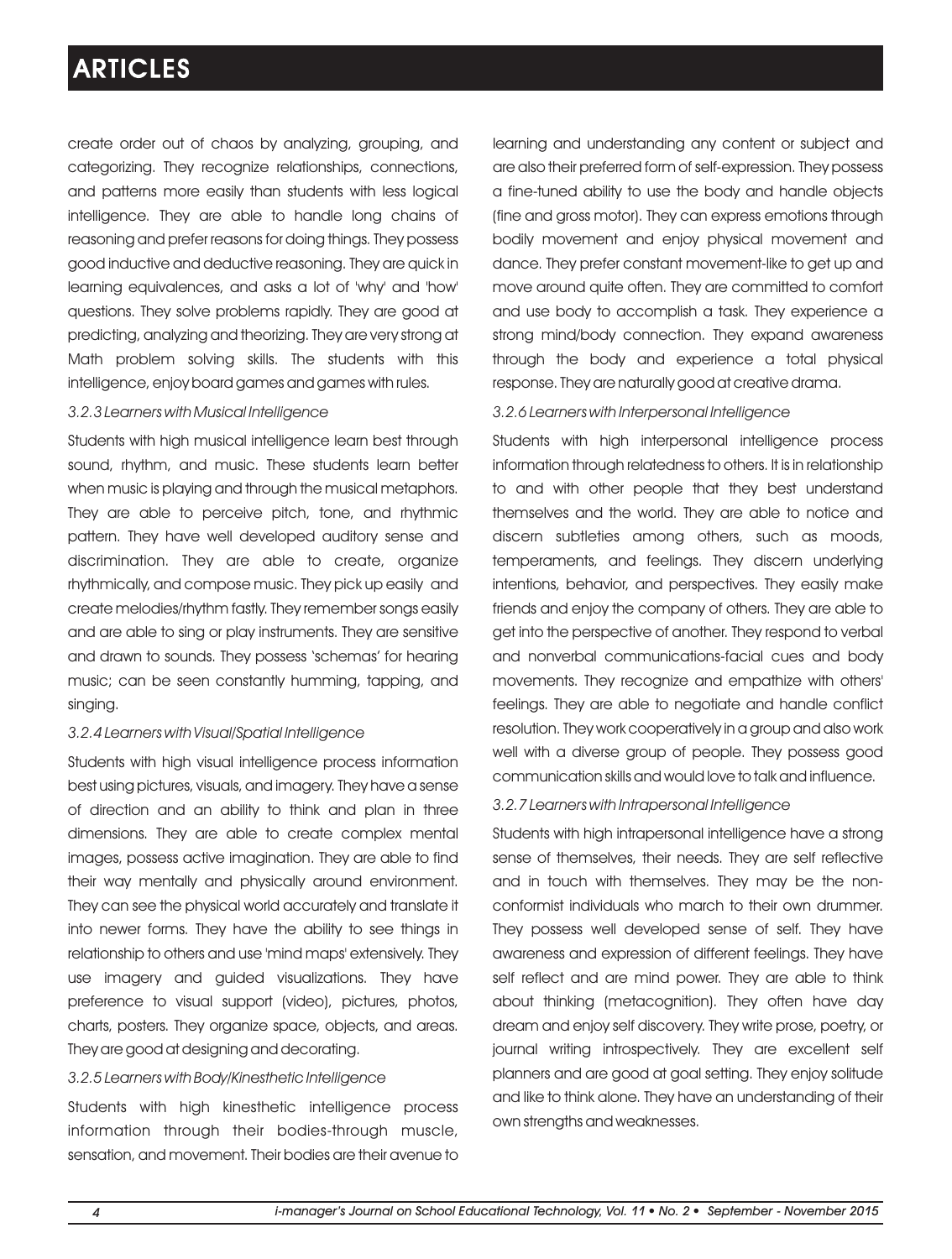create order out of chaos by analyzing, grouping, and categorizing. They recognize relationships, connections, and patterns more easily than students with less logical intelligence. They are able to handle long chains of reasoning and prefer reasons for doing things. They possess good inductive and deductive reasoning. They are quick in learning equivalences, and asks a lot of 'why' and 'how' questions. They solve problems rapidly. They are good at predicting, analyzing and theorizing. They are very strong at Math problem solving skills. The students with this intelligence, enjoy board games and games with rules.

*3.2.3 Learners with Musical Intelligence*

Students with high musical intelligence learn best through sound, rhythm, and music. These students learn better when music is playing and through the musical metaphors. They are able to perceive pitch, tone, and rhythmic pattern. They have well developed auditory sense and discrimination. They are able to create, organize rhythmically, and compose music. They pick up easily and create melodies/rhythm fastly. They remember songs easily and are able to sing or play instruments. They are sensitive and drawn to sounds. They possess 'schemas' for hearing music; can be seen constantly humming, tapping, and singing.

*3.2.4 Learners with Visual/Spatial Intelligence*

Students with high visual intelligence process information best using pictures, visuals, and imagery. They have a sense of direction and an ability to think and plan in three dimensions. They are able to create complex mental images, possess active imagination. They are able to find their way mentally and physically around environment. They can see the physical world accurately and translate it into newer forms. They have the ability to see things in relationship to others and use 'mind maps' extensively. They use imagery and guided visualizations. They have preference to visual support (video), pictures, photos, charts, posters. They organize space, objects, and areas. They are good at designing and decorating.

*3.2.5 Learners with Body/Kinesthetic Intelligence*

Students with high kinesthetic intelligence process information through their bodies-through muscle, sensation, and movement. Their bodies are their avenue to learning and understanding any content or subject and are also their preferred form of self-expression. They possess a fine-tuned ability to use the body and handle objects (fine and gross motor). They can express emotions through bodily movement and enjoy physical movement and dance. They prefer constant movement-like to get up and move around quite often. They are committed to comfort and use body to accomplish a task. They experience a strong mind/body connection. They expand awareness through the body and experience a total physical response. They are naturally good at creative drama.

*3.2.6 Learners with Interpersonal Intelligence*

Students with high interpersonal intelligence process information through relatedness to others. It is in relationship to and with other people that they best understand themselves and the world. They are able to notice and discern subtleties among others, such as moods, temperaments, and feelings. They discern underlying intentions, behavior, and perspectives. They easily make friends and enjoy the company of others. They are able to get into the perspective of another. They respond to verbal and nonverbal communications-facial cues and body movements. They recognize and empathize with others' feelings. They are able to negotiate and handle conflict resolution. They work cooperatively in a group and also work well with a diverse group of people. They possess good communication skills and would love to talk and influence.

*3.2.7 Learners with Intrapersonal Intelligence*

Students with high intrapersonal intelligence have a strong sense of themselves, their needs. They are self reflective and in touch with themselves. They may be the non-conformist individuals who march to their own drummer. They possess well developed sense of self. They have awareness and expression of different feelings. They have self reflect and are mind power. They are able to think about thinking (metacognition). They often have day dream and enjoy self discovery. They write prose, poetry, or journal writing introspectively. They are excellent self planners and are good at goal setting. They enjoy solitude and like to think alone. They have an understanding of their own strengths and weaknesses.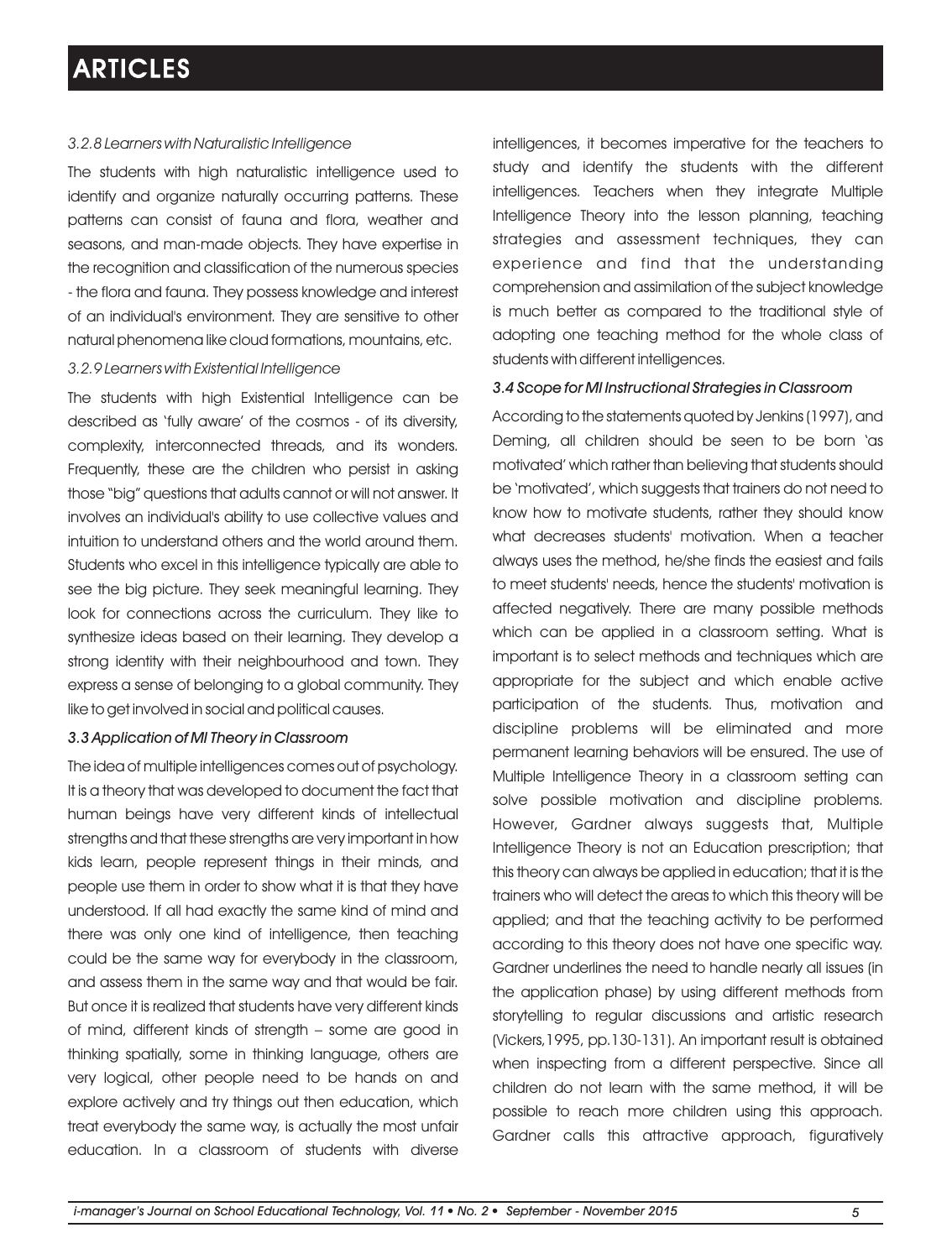*3.2.8 Learners with Naturalistic Intelligence*

The students with high naturalistic intelligence used to identify and organize naturally occurring patterns. These patterns can consist of fauna and flora, weather and seasons, and man-made objects. They have expertise in the recognition and classification of the numerous species - the flora and fauna. They possess knowledge and interest of an individual's environment. They are sensitive to other natural phenomena like cloud formations, mountains, etc.

*3.2.9 Learners with Existential Intelligence*

The students with high Existential Intelligence can be described as 'fully aware' of the cosmos - of its diversity, complexity, interconnected threads, and its wonders. Frequently, these are the children who persist in asking those "big" questions that adults cannot or will not answer. It involves an individual's ability to use collective values and intuition to understand others and the world around them. Students who excel in this intelligence typically are able to see the big picture. They seek meaningful learning. They look for connections across the curriculum. They like to synthesize ideas based on their learning. They develop a strong identity with their neighbourhood and town. They express a sense of belonging to a global community. They like to get involved in social and political causes.

*3.3 Application of MI Theory in Classroom*

The idea of multiple intelligences comes out of psychology. It is a theory that was developed to document the fact that human beings have very different kinds of intellectual strengths and that these strengths are very important in how kids learn, people represent things in their minds, and people use them in order to show what it is that they have understood. If all had exactly the same kind of mind and there was only one kind of intelligence, then teaching could be the same way for everybody in the classroom, and assess them in the same way and that would be fair. But once it is realized that students have very different kinds of mind, different kinds of strength – some are good in thinking spatially, some in thinking language, others are very logical, other people need to be hands on and explore actively and try things out then education, which treat everybody the same way, is actually the most unfair education. In a classroom of students with diverse intelligences, it becomes imperative for the teachers to study and identify the students with the different intelligences. Teachers when they integrate Multiple Intelligence Theory into the lesson planning, teaching strategies and assessment techniques, they can experience and find that the understanding comprehension and assimilation of the subject knowledge is much better as compared to the traditional style of adopting one teaching method for the whole class of students with different intelligences.

*3.4 Scope for MI Instructional Strategies in Classroom*

According to the statements quoted by Jenkins (1997), and Deming, all children should be seen to be born 'as motivated' which rather than believing that students should be 'motivated', which suggests that trainers do not need to know how to motivate students, rather they should know what decreases students' motivation. When a teacher always uses the method, he/she finds the easiest and fails to meet students' needs, hence the students' motivation is affected negatively. There are many possible methods which can be applied in a classroom setting. What is important is to select methods and techniques which are appropriate for the subject and which enable active participation of the students. Thus, motivation and discipline problems will be eliminated and more permanent learning behaviors will be ensured. The use of Multiple Intelligence Theory in a classroom setting can solve possible motivation and discipline problems. However, Gardner always suggests that, Multiple Intelligence Theory is not an Education prescription; that this theory can always be applied in education; that it is the trainers who will detect the areas to which this theory will be applied; and that the teaching activity to be performed according to this theory does not have one specific way. Gardner underlines the need to handle nearly all issues (in the application phase) by using different methods from storytelling to regular discussions and artistic research (Vickers,1995, pp.130-131). An important result is obtained when inspecting from a different perspective. Since all children do not learn with the same method, it will be possible to reach more children using this approach. Gardner calls this attractive approach, figuratively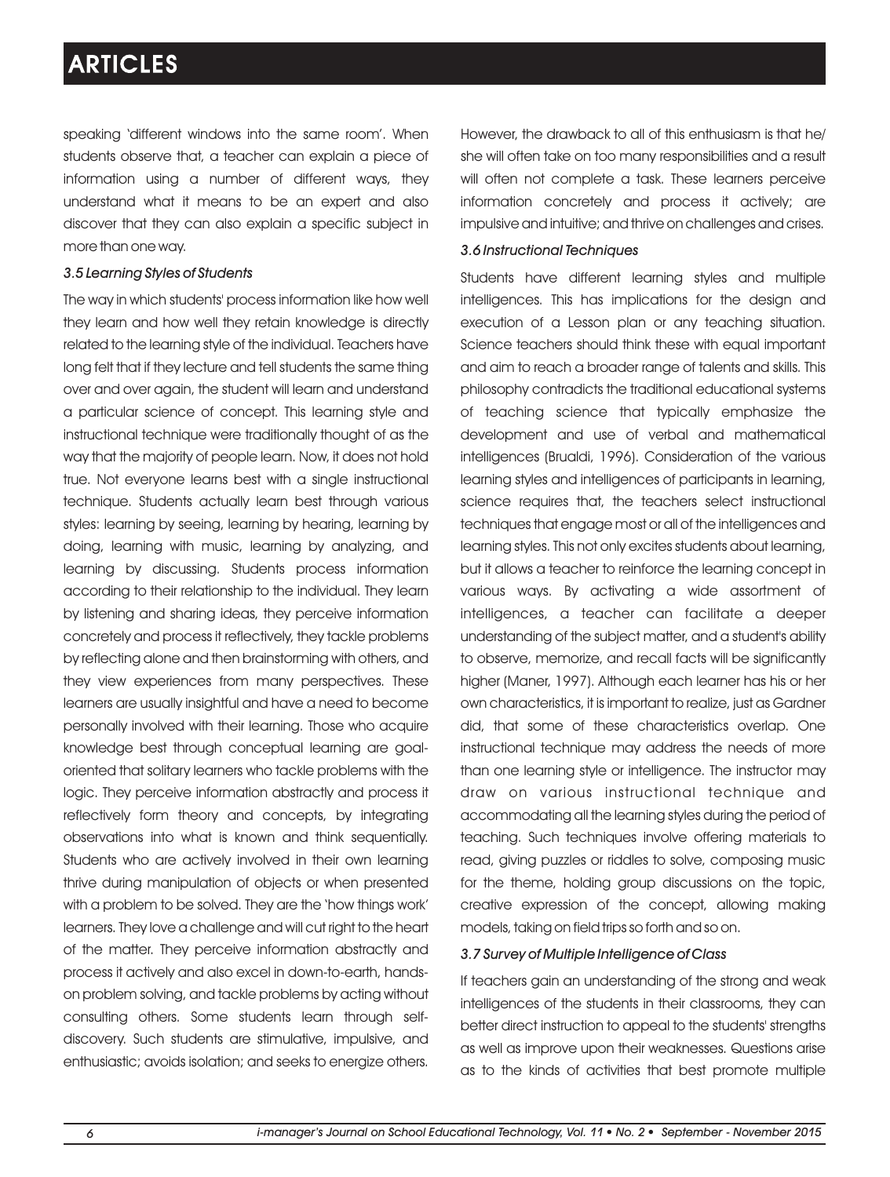speaking 'different windows into the same room'. When students observe that, a teacher can explain a piece of information using a number of different ways, they understand what it means to be an expert and also discover that they can also explain a specific subject in more than one way.

### *3.5 Learning Styles of Students*

The way in which students' process information like how well they learn and how well they retain knowledge is directly related to the learning style of the individual. Teachers have long felt that if they lecture and tell students the same thing over and over again, the student will learn and understand a particular science of concept. This learning style and instructional technique were traditionally thought of as the way that the majority of people learn. Now, it does not hold true. Not everyone learns best with a single instructional technique. Students actually learn best through various styles: learning by seeing, learning by hearing, learning by doing, learning with music, learning by analyzing, and learning by discussing. Students process information according to their relationship to the individual. They learn by listening and sharing ideas, they perceive information concretely and process it reflectively, they tackle problems by reflecting alone and then brainstorming with others, and they view experiences from many perspectives. These learners are usually insightful and have a need to become personally involved with their learning. Those who acquire knowledge best through conceptual learning are goal-oriented that solitary learners who tackle problems with the logic. They perceive information abstractly and process it reflectively form theory and concepts, by integrating observations into what is known and think sequentially. Students who are actively involved in their own learning thrive during manipulation of objects or when presented with a problem to be solved. They are the 'how things work' learners. They love a challenge and will cut right to the heart of the matter. They perceive information abstractly and process it actively and also excel in down-to-earth, hands-on problem solving, and tackle problems by acting without consulting others. Some students learn through self-discovery. Such students are stimulative, impulsive, and enthusiastic; avoids isolation; and seeks to energize others. However, the drawback to all of this enthusiasm is that he/she will often take on too many responsibilities and a result will often not complete a task. These learners perceive information concretely and process it actively; are impulsive and intuitive; and thrive on challenges and crises.

### *3.6 Instructional Techniques*

Students have different learning styles and multiple intelligences. This has implications for the design and execution of a Lesson plan or any teaching situation. Science teachers should think these with equal important and aim to reach a broader range of talents and skills. This philosophy contradicts the traditional educational systems of teaching science that typically emphasize the development and use of verbal and mathematical intelligences (Brualdi, 1996). Consideration of the various learning styles and intelligences of participants in learning, science requires that, the teachers select instructional techniques that engage most or all of the intelligences and learning styles. This not only excites students about learning, but it allows a teacher to reinforce the learning concept in various ways. By activating a wide assortment of intelligences, a teacher can facilitate a deeper understanding of the subject matter, and a student's ability to observe, memorize, and recall facts will be significantly higher (Maner, 1997). Although each learner has his or her own characteristics, it is important to realize, just as Gardner did, that some of these characteristics overlap. One instructional technique may address the needs of more than one learning style or intelligence. The instructor may draw on various instructional technique and accommodating all the learning styles during the period of teaching. Such techniques involve offering materials to read, giving puzzles or riddles to solve, composing music for the theme, holding group discussions on the topic, creative expression of the concept, allowing making models, taking on field trips so forth and so on.

### *3.7 Survey of Multiple Intelligence of Class*

If teachers gain an understanding of the strong and weak intelligences of the students in their classrooms, they can better direct instruction to appeal to the students' strengths as well as improve upon their weaknesses. Questions arise as to the kinds of activities that best promote multiple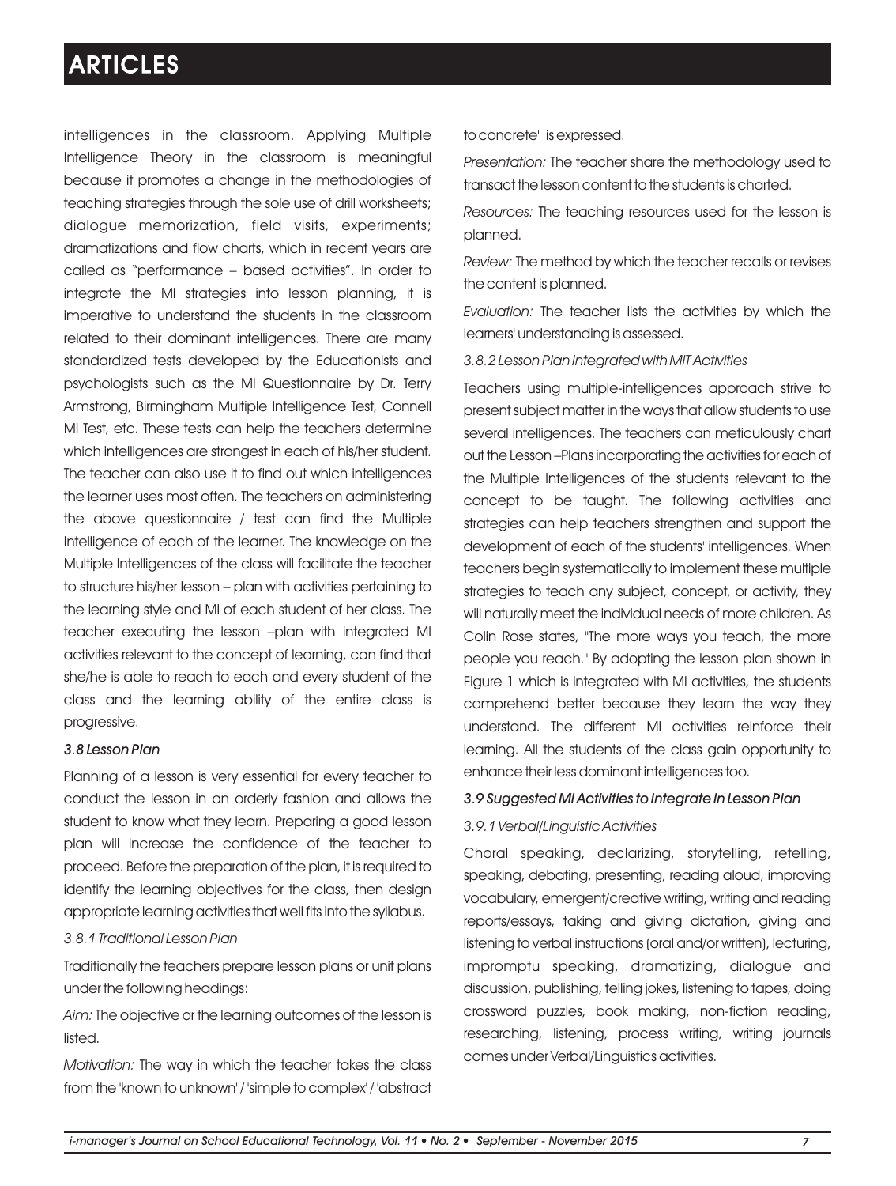intelligences in the classroom. Applying Multiple Intelligence Theory in the classroom is meaningful because it promotes a change in the methodologies of teaching strategies through the sole use of drill worksheets; dialogue memorization, field visits, experiments; dramatizations and flow charts, which in recent years are called as "performance – based activities". In order to integrate the MI strategies into lesson planning, it is imperative to understand the students in the classroom related to their dominant intelligences. There are many standardized tests developed by the Educationists and psychologists such as the MI Questionnaire by Dr. Terry Armstrong, Birmingham Multiple Intelligence Test, Connell MI Test, etc. These tests can help the teachers determine which intelligences are strongest in each of his/her student. The teacher can also use it to find out which intelligences the learner uses most often. The teachers on administering the above questionnaire / test can find the Multiple Intelligence of each of the learner. The knowledge on the Multiple Intelligences of the class will facilitate the teacher to structure his/her lesson – plan with activities pertaining to the learning style and MI of each student of her class. The teacher executing the lesson –plan with integrated MI activities relevant to the concept of learning, can find that she/he is able to reach to each and every student of the class and the learning ability of the entire class is progressive.

### *3.8 Lesson Plan*

Planning of a lesson is very essential for every teacher to conduct the lesson in an orderly fashion and allows the student to know what they learn. Preparing a good lesson plan will increase the confidence of the teacher to proceed. Before the preparation of the plan, it is required to identify the learning objectives for the class, then design appropriate learning activities that well fits into the syllabus.

#### *3.8.1 Traditional Lesson Plan*

Traditionally the teachers prepare lesson plans or unit plans under the following headings:

*Aim:* The objective or the learning outcomes of the lesson is listed.

*Motivation:* The way in which the teacher takes the class from the 'known to unknown' / 'simple to complex' / 'abstract to concrete' is expressed.

*Presentation:* The teacher share the methodology used to transact the lesson content to the students is charted.

*Resources:* The teaching resources used for the lesson is planned.

*Review:* The method by which the teacher recalls or revises the content is planned.

*Evaluation:* The teacher lists the activities by which the learners' understanding is assessed.

#### *3.8.2 Lesson Plan Integrated with MIT Activities*

Teachers using multiple-intelligences approach strive to present subject matter in the ways that allow students to use several intelligences. The teachers can meticulously chart out the Lesson –Plans incorporating the activities for each of the Multiple Intelligences of the students relevant to the concept to be taught. The following activities and strategies can help teachers strengthen and support the development of each of the students' intelligences. When teachers begin systematically to implement these multiple strategies to teach any subject, concept, or activity, they will naturally meet the individual needs of more children. As Colin Rose states, "The more ways you teach, the more people you reach." By adopting the lesson plan shown in Figure 1 which is integrated with MI activities, the students comprehend better because they learn the way they understand. The different MI activities reinforce their learning. All the students of the class gain opportunity to enhance their less dominant intelligences too.

### *3.9 Suggested MI Activities to Integrate In Lesson Plan*

#### *3.9.1 Verbal/Linguistic Activities*

Choral speaking, declarizing, storytelling, retelling, speaking, debating, presenting, reading aloud, improving vocabulary, emergent/creative writing, writing and reading reports/essays, taking and giving dictation, giving and listening to verbal instructions (oral and/or written), lecturing, impromptu speaking, dramatizing, dialogue and discussion, publishing, telling jokes, listening to tapes, doing crossword puzzles, book making, non-fiction reading, researching, listening, process writing, writing journals comes under Verbal/Linguistics activities.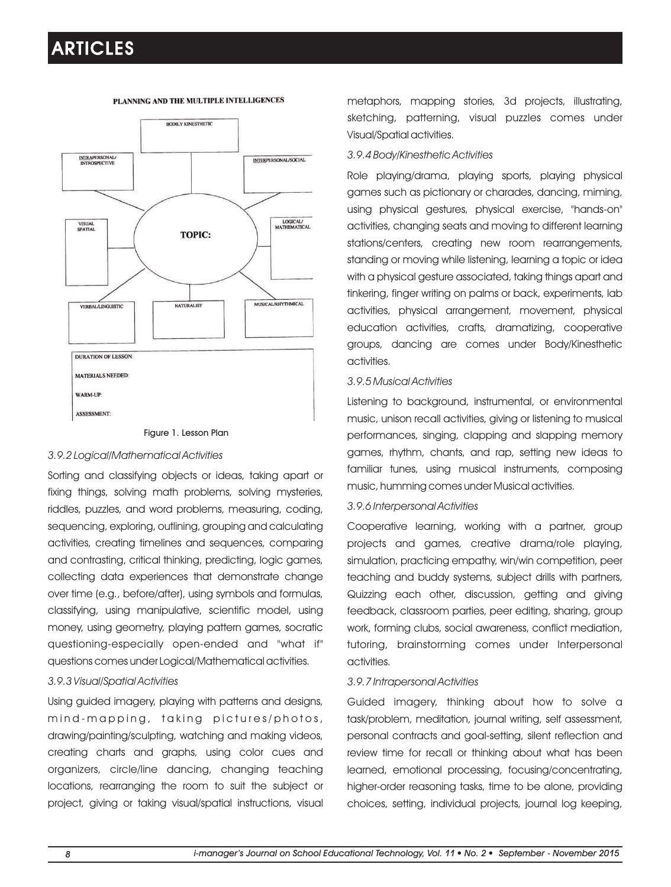PLANNING AND THE MULTIPLE INTELLIGENCES

BODILY KINESTHETIC

INTRAPERSONAL/ INTROSPECTIVE

INTERPERSONAL/SOCIAL

VISUAL SPATIAL

TOPIC:

LOGICAL/ MATHEMATICAL

VERBAL/LINGUISTIC

NATURALIST

MUSICAL/RHYTHMICAL

DURATION OF LESSON:

MATERIALS NEEDED:

WARM-UP:

ASSESSMENT:

Figure 1. Lesson Plan

*3.9.2 Logical/Mathematical Activities*

Sorting and classifying objects or ideas, taking apart or fixing things, solving math problems, solving mysteries, riddles, puzzles, and word problems, measuring, coding, sequencing, exploring, outlining, grouping and calculating activities, creating timelines and sequences, comparing and contrasting, critical thinking, predicting, logic games, collecting data experiences that demonstrate change over time (e.g., before/after), using symbols and formulas, classifying, using manipulative, scientific model, using money, using geometry, playing pattern games, socratic questioning-especially open-ended and "what if" questions comes under Logical/Mathematical activities.

*3.9.3 Visual/Spatial Activities*

Using guided imagery, playing with patterns and designs, mind-mapping, taking pictures/photos, drawing/painting/sculpting, watching and making videos, creating charts and graphs, using color cues and organizers, circle/line dancing, changing teaching locations, rearranging the room to suit the subject or project, giving or taking visual/spatial instructions, visual metaphors, mapping stories, 3d projects, illustrating, sketching, patterning, visual puzzles comes under Visual/Spatial activities.

*3.9.4 Body/Kinesthetic Activities*

Role playing/drama, playing sports, playing physical games such as pictionary or charades, dancing, miming, using physical gestures, physical exercise, "hands-on" activities, changing seats and moving to different learning stations/centers, creating new room rearrangements, standing or moving while listening, learning a topic or idea with a physical gesture associated, taking things apart and tinkering, finger writing on palms or back, experiments, lab activities, physical arrangement, movement, physical education activities, crafts, dramatizing, cooperative groups, dancing are comes under Body/Kinesthetic activities.

*3.9.5 Musical Activities*

Listening to background, instrumental, or environmental music, unison recall activities, giving or listening to musical performances, singing, clapping and slapping memory games, rhythm, chants, and rap, setting new ideas to familiar tunes, using musical instruments, composing music, humming comes under Musical activities.

*3.9.6 Interpersonal Activities*

Cooperative learning, working with a partner, group projects and games, creative drama/role playing, simulation, practicing empathy, win/win competition, peer teaching and buddy systems, subject drills with partners, Quizzing each other, discussion, getting and giving feedback, classroom parties, peer editing, sharing, group work, forming clubs, social awareness, conflict mediation, tutoring, brainstorming comes under Interpersonal activities.

*3.9.7 Intrapersonal Activities*

Guided imagery, thinking about how to solve a task/problem, meditation, journal writing, self assessment, personal contracts and goal-setting, silent reflection and review time for recall or thinking about what has been learned, emotional processing, focusing/concentrating, higher-order reasoning tasks, time to be alone, providing choices, setting, individual projects, journal log keeping,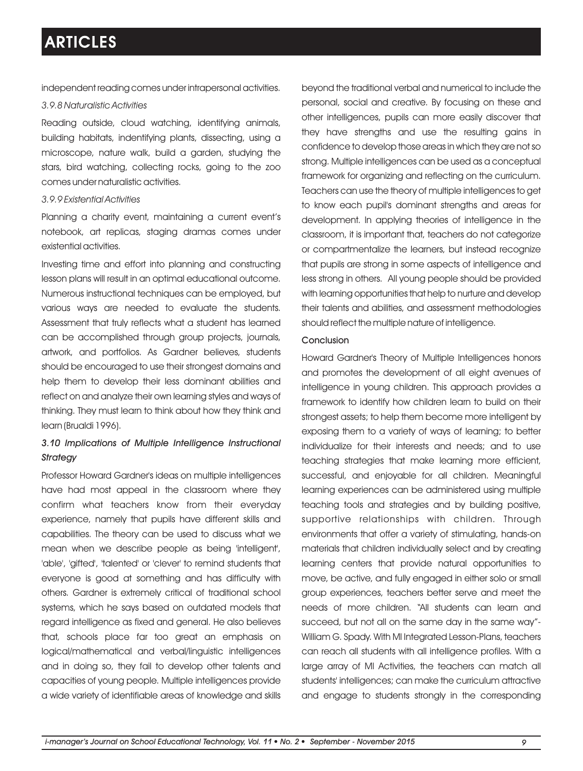independent reading comes under intrapersonal activities.

*3.9.8 Naturalistic Activities*

Reading outside, cloud watching, identifying animals, building habitats, indentifying plants, dissecting, using a microscope, nature walk, build a garden, studying the stars, bird watching, collecting rocks, going to the zoo comes under naturalistic activities.

*3.9.9 Existential Activities*

Planning a charity event, maintaining a current event's notebook, art replicas, staging dramas comes under existential activities.

Investing time and effort into planning and constructing lesson plans will result in an optimal educational outcome. Numerous instructional techniques can be employed, but various ways are needed to evaluate the students. Assessment that truly reflects what a student has learned can be accomplished through group projects, journals, artwork, and portfolios. As Gardner believes, students should be encouraged to use their strongest domains and help them to develop their less dominant abilities and reflect on and analyze their own learning styles and ways of thinking. They must learn to think about how they think and learn (Brualdi 1996).

### *3.10 Implications of Multiple Intelligence Instructional Strategy*

Professor Howard Gardner's ideas on multiple intelligences have had most appeal in the classroom where they confirm what teachers know from their everyday experience, namely that pupils have different skills and capabilities. The theory can be used to discuss what we mean when we describe people as being 'intelligent', 'able', 'gifted', 'talented' or 'clever' to remind students that everyone is good at something and has difficulty with others. Gardner is extremely critical of traditional school systems, which he says based on outdated models that regard intelligence as fixed and general. He also believes that, schools place far too great an emphasis on logical/mathematical and verbal/linguistic intelligences and in doing so, they fail to develop other talents and capacities of young people. Multiple intelligences provide a wide variety of identifiable areas of knowledge and skills beyond the traditional verbal and numerical to include the personal, social and creative. By focusing on these and other intelligences, pupils can more easily discover that they have strengths and use the resulting gains in confidence to develop those areas in which they are not so strong. Multiple intelligences can be used as a conceptual framework for organizing and reflecting on the curriculum. Teachers can use the theory of multiple intelligences to get to know each pupil's dominant strengths and areas for development. In applying theories of intelligence in the classroom, it is important that, teachers do not categorize or compartmentalize the learners, but instead recognize that pupils are strong in some aspects of intelligence and less strong in others. All young people should be provided with learning opportunities that help to nurture and develop their talents and abilities, and assessment methodologies should reflect the multiple nature of intelligence.

## Conclusion

Howard Gardner's Theory of Multiple Intelligences honors and promotes the development of all eight avenues of intelligence in young children. This approach provides a framework to identify how children learn to build on their strongest assets; to help them become more intelligent by exposing them to a variety of ways of learning; to better individualize for their interests and needs; and to use teaching strategies that make learning more efficient, successful, and enjoyable for all children. Meaningful learning experiences can be administered using multiple teaching tools and strategies and by building positive, supportive relationships with children. Through environments that offer a variety of stimulating, hands-on materials that children individually select and by creating learning centers that provide natural opportunities to move, be active, and fully engaged in either solo or small group experiences, teachers better serve and meet the needs of more children. "All students can learn and succeed, but not all on the same day in the same way"- William G. Spady. With MI Integrated Lesson-Plans, teachers can reach all students with all intelligence profiles. With a large array of MI Activities, the teachers can match all students' intelligences; can make the curriculum attractive and engage to students strongly in the corresponding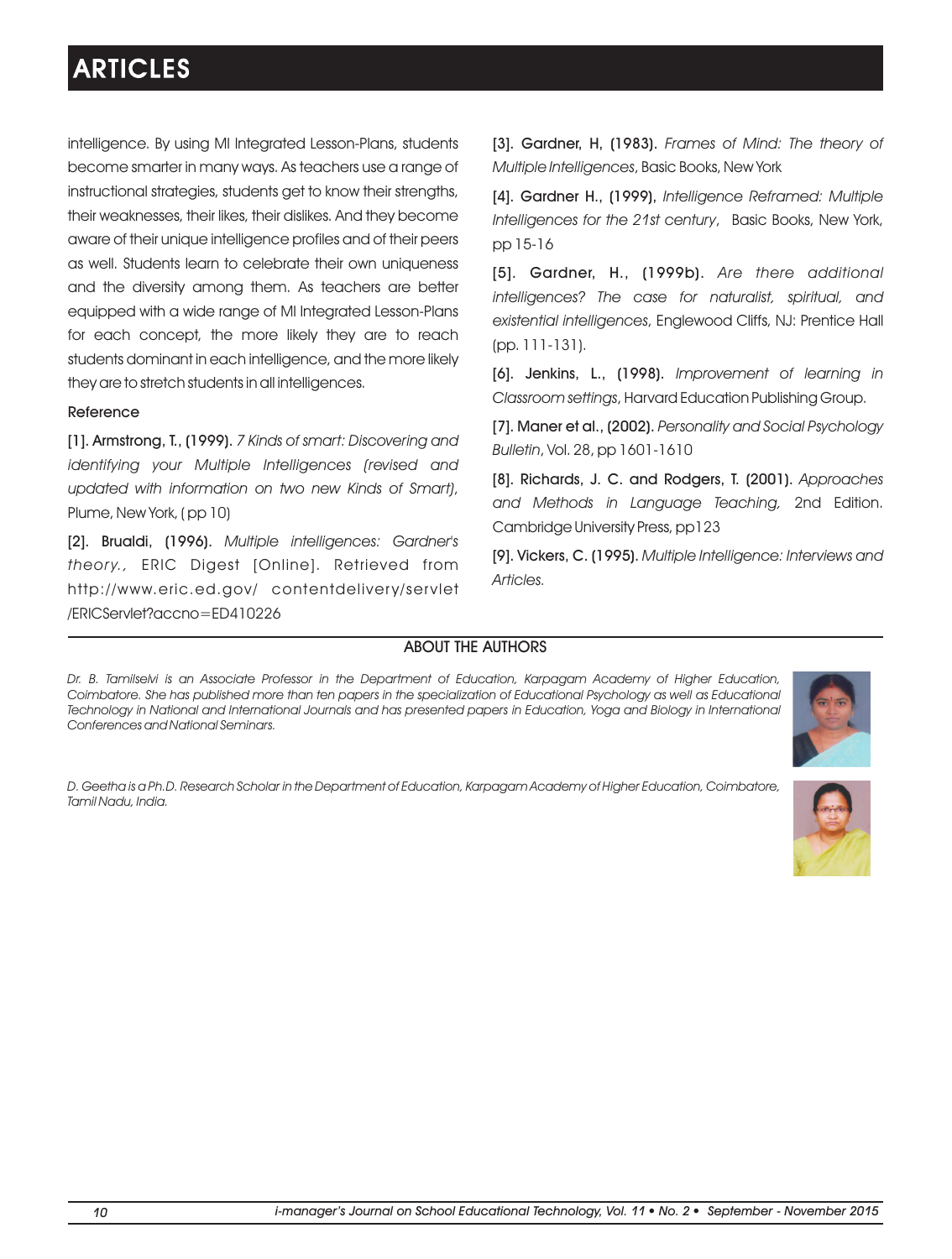intelligence. By using MI Integrated Lesson-Plans, students become smarter in many ways. As teachers use a range of instructional strategies, students get to know their strengths, their weaknesses, their likes, their dislikes. And they become aware of their unique intelligence profiles and of their peers as well. Students learn to celebrate their own uniqueness and the diversity among them. As teachers are better equipped with a wide range of MI Integrated Lesson-Plans for each concept, the more likely they are to reach students dominant in each intelligence, and the more likely they are to stretch students in all intelligences.

### Reference

[1]. Armstrong, T., (1999). *7 Kinds of smart: Discovering and identifying your Multiple Intelligences (revised and updated with information on two new Kinds of Smart)*, Plume, New York, ( pp 10)

[2]. Brualdi, (1996). *Multiple intelligences: Gardner's theory.*, ERIC Digest [Online]. Retrieved from http://www.eric.ed.gov/ contentdelivery/servlet /ERICServlet?accno=ED410226

[3]. Gardner, H, (1983). *Frames of Mind: The theory of Multiple Intelligences*, Basic Books, New York

[4]. Gardner H., (1999), *Intelligence Reframed: Multiple Intelligences for the 21st century*, Basic Books, New York, pp 15-16

[5]. Gardner, H., (1999b). *Are there additional intelligences? The case for naturalist, spiritual, and existential intelligences*, Englewood Cliffs, NJ: Prentice Hall (pp. 111-131).

[6]. Jenkins, L., (1998). *Improvement of learning in Classroom settings*, Harvard Education Publishing Group.

[7]. Maner et al., (2002). *Personality and Social Psychology Bulletin*, Vol. 28, pp 1601-1610

[8]. Richards, J. C. and Rodgers, T. (2001). *Approaches and Methods in Language Teaching,* 2nd Edition. Cambridge University Press, pp123

[9]. Vickers, C. (1995). *Multiple Intelligence: Interviews and Articles.*

### ABOUT THE AUTHORS

*Dr. B. Tamilselvi is an Associate Professor in the Department of Education, Karpagam Academy of Higher Education, Coimbatore. She has published more than ten papers in the specialization of Educational Psychology as well as Educational Technology in National and International Journals and has presented papers in Education, Yoga and Biology in International Conferences and National Seminars.*

*D. Geetha is a Ph.D. Research Scholar in the Department of Education, Karpagam Academy of Higher Education, Coimbatore, Tamil Nadu, India.*